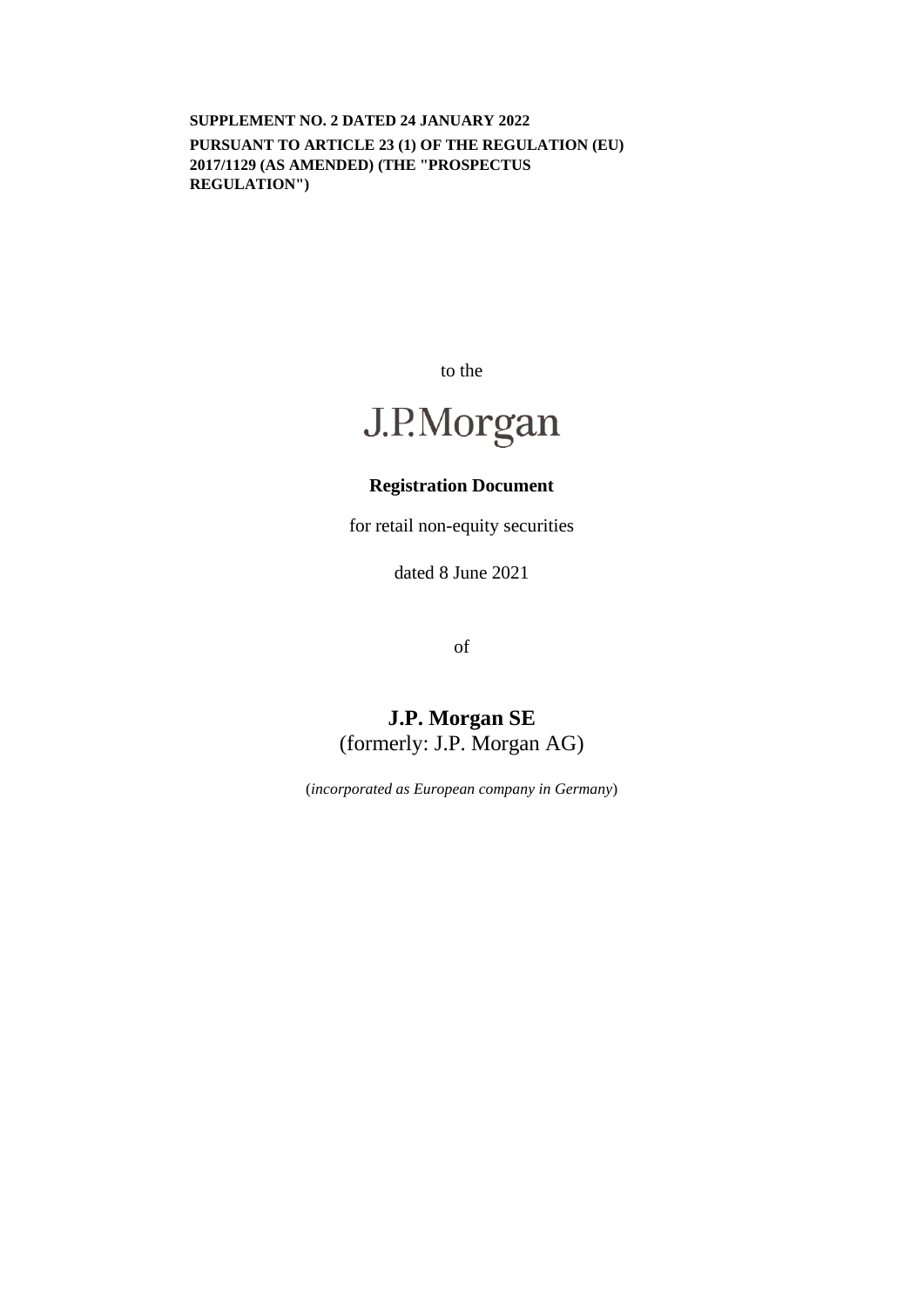**SUPPLEMENT NO. 2 DATED 24 JANUARY 2022**

**PURSUANT TO ARTICLE 23 (1) OF THE REGULATION (EU) 2017/1129 (AS AMENDED) (THE "PROSPECTUS REGULATION")**

to the

J.P.Morgan

**Registration Document**

for retail non-equity securities

dated 8 June 2021

of

**J.P. Morgan SE**

(formerly: J.P. Morgan AG)

(*incorporated as European company in Germany*)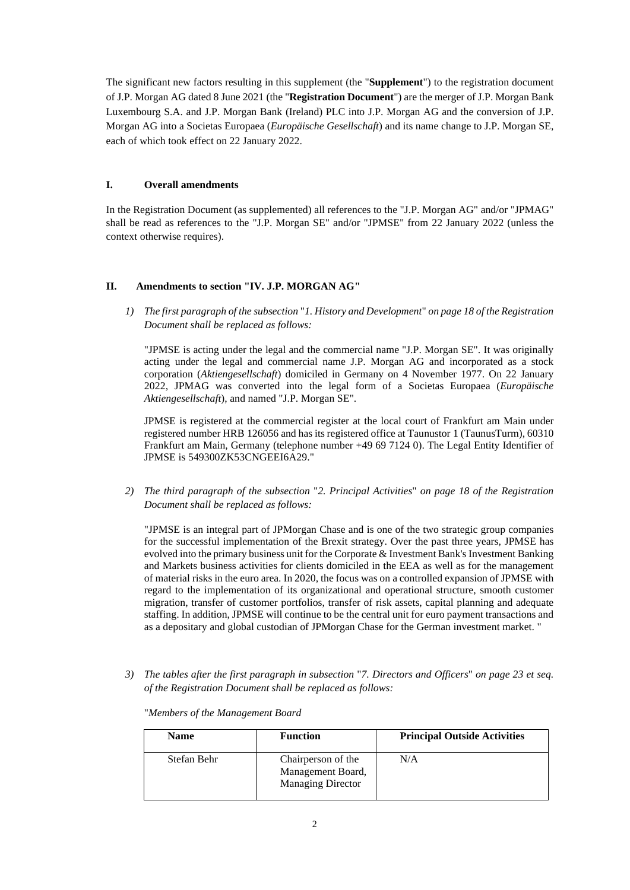The significant new factors resulting in this supplement (the "**Supplement**") to the registration document of J.P. Morgan AG dated 8 June 2021 (the "**Registration Document**") are the merger of J.P. Morgan Bank Luxembourg S.A. and J.P. Morgan Bank (Ireland) PLC into J.P. Morgan AG and the conversion of J.P. Morgan AG into a Societas Europaea (*Europäische Gesellschaft*) and its name change to J.P. Morgan SE, each of which took effect on 22 January 2022.

## I. Overall amendments

In the Registration Document (as supplemented) all references to the "J.P. Morgan AG" and/or "JPMAG" shall be read as references to the "J.P. Morgan SE" and/or "JPMSE" from 22 January 2022 (unless the context otherwise requires).

## II. Amendments to section "IV. J.P. MORGAN AG"

1) *The first paragraph of the subsection "1. History and Development" on page 18 of the Registration Document shall be replaced as follows:*

"JPMSE is acting under the legal and the commercial name "J.P. Morgan SE". It was originally acting under the legal and commercial name J.P. Morgan AG and incorporated as a stock corporation (*Aktiengesellschaft*) domiciled in Germany on 4 November 1977. On 22 January 2022, JPMAG was converted into the legal form of a Societas Europaea (*Europäische Aktiengesellschaft*), and named "J.P. Morgan SE".

JPMSE is registered at the commercial register at the local court of Frankfurt am Main under registered number HRB 126056 and has its registered office at Taunustor 1 (TaunusTurm), 60310 Frankfurt am Main, Germany (telephone number +49 69 7124 0). The Legal Entity Identifier of JPMSE is 549300ZK53CNGEEI6A29."

2) *The third paragraph of the subsection "2. Principal Activities" on page 18 of the Registration Document shall be replaced as follows:*

"JPMSE is an integral part of JPMorgan Chase and is one of the two strategic group companies for the successful implementation of the Brexit strategy. Over the past three years, JPMSE has evolved into the primary business unit for the Corporate & Investment Bank's Investment Banking and Markets business activities for clients domiciled in the EEA as well as for the management of material risks in the euro area. In 2020, the focus was on a controlled expansion of JPMSE with regard to the implementation of its organizational and operational structure, smooth customer migration, transfer of customer portfolios, transfer of risk assets, capital planning and adequate staffing. In addition, JPMSE will continue to be the central unit for euro payment transactions and as a depositary and global custodian of JPMorgan Chase for the German investment market. "

3) *The tables after the first paragraph in subsection "7. Directors and Officers" on page 23 et seq. of the Registration Document shall be replaced as follows:*

"*Members of the Management Board*

| Name | Function | Principal Outside Activities |
|---|---|---|
| Stefan Behr | Chairperson of the Management Board, Managing Director | N/A |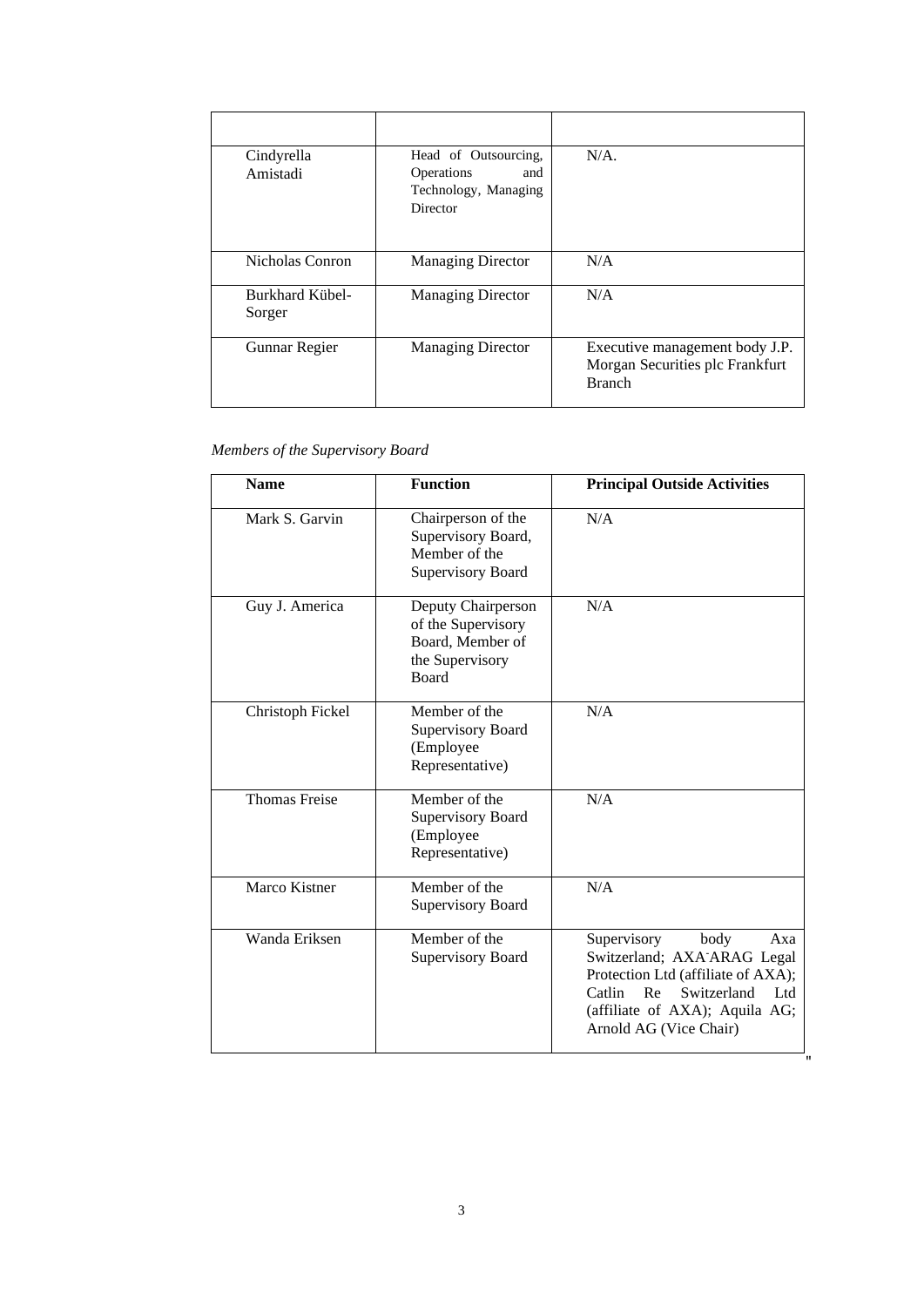| | | |
|---|---|---|
| Cindyrella Amistadi | Head of Outsourcing, Operations and Technology, Managing Director | N/A. |
| Nicholas Conron | Managing Director | N/A |
| Burkhard Kübel-Sorger | Managing Director | N/A |
| Gunnar Regier | Managing Director | Executive management body J.P. Morgan Securities plc Frankfurt Branch |

*Members of the Supervisory Board*

| **Name** | **Function** | **Principal Outside Activities** |
|---|---|---|
| Mark S. Garvin | Chairperson of the Supervisory Board, Member of the Supervisory Board | N/A |
| Guy J. America | Deputy Chairperson of the Supervisory Board, Member of the Supervisory Board | N/A |
| Christoph Fickel | Member of the Supervisory Board (Employee Representative) | N/A |
| Thomas Freise | Member of the Supervisory Board (Employee Representative) | N/A |
| Marco Kistner | Member of the Supervisory Board | N/A |
| Wanda Eriksen | Member of the Supervisory Board | Supervisory body Axa Switzerland; AXA-ARAG Legal Protection Ltd (affiliate of AXA); Catlin Re Switzerland Ltd (affiliate of AXA); Aquila AG; Arnold AG (Vice Chair) |

"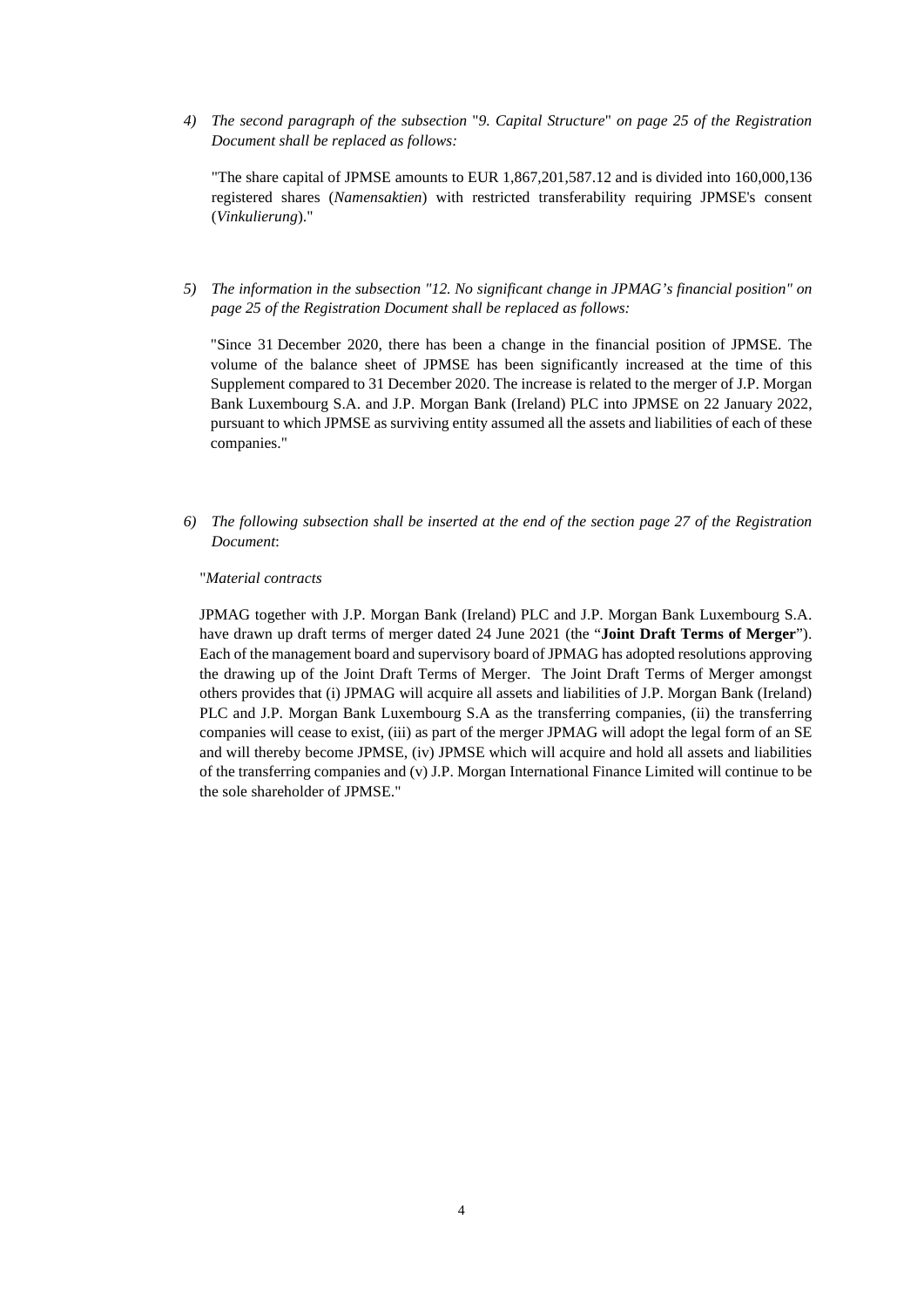4) *The second paragraph of the subsection "9. Capital Structure" on page 25 of the Registration Document shall be replaced as follows:*

"The share capital of JPMSE amounts to EUR 1,867,201,587.12 and is divided into 160,000,136 registered shares (*Namensaktien*) with restricted transferability requiring JPMSE's consent (*Vinkulierung*)."

5) *The information in the subsection "12. No significant change in JPMAG's financial position" on page 25 of the Registration Document shall be replaced as follows:*

"Since 31 December 2020, there has been a change in the financial position of JPMSE. The volume of the balance sheet of JPMSE has been significantly increased at the time of this Supplement compared to 31 December 2020. The increase is related to the merger of J.P. Morgan Bank Luxembourg S.A. and J.P. Morgan Bank (Ireland) PLC into JPMSE on 22 January 2022, pursuant to which JPMSE as surviving entity assumed all the assets and liabilities of each of these companies."

6) *The following subsection shall be inserted at the end of the section page 27 of the Registration Document*:

"*Material contracts*

JPMAG together with J.P. Morgan Bank (Ireland) PLC and J.P. Morgan Bank Luxembourg S.A. have drawn up draft terms of merger dated 24 June 2021 (the "**Joint Draft Terms of Merger**"). Each of the management board and supervisory board of JPMAG has adopted resolutions approving the drawing up of the Joint Draft Terms of Merger. The Joint Draft Terms of Merger amongst others provides that (i) JPMAG will acquire all assets and liabilities of J.P. Morgan Bank (Ireland) PLC and J.P. Morgan Bank Luxembourg S.A as the transferring companies, (ii) the transferring companies will cease to exist, (iii) as part of the merger JPMAG will adopt the legal form of an SE and will thereby become JPMSE, (iv) JPMSE which will acquire and hold all assets and liabilities of the transferring companies and (v) J.P. Morgan International Finance Limited will continue to be the sole shareholder of JPMSE."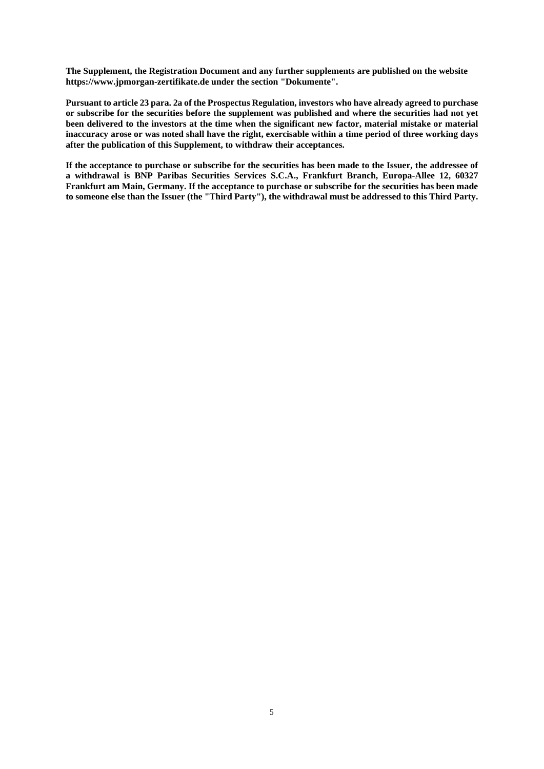**The Supplement, the Registration Document and any further supplements are published on the website https://www.jpmorgan-zertifikate.de under the section "Dokumente".**

**Pursuant to article 23 para. 2a of the Prospectus Regulation, investors who have already agreed to purchase or subscribe for the securities before the supplement was published and where the securities had not yet been delivered to the investors at the time when the significant new factor, material mistake or material inaccuracy arose or was noted shall have the right, exercisable within a time period of three working days after the publication of this Supplement, to withdraw their acceptances.**

**If the acceptance to purchase or subscribe for the securities has been made to the Issuer, the addressee of a withdrawal is BNP Paribas Securities Services S.C.A., Frankfurt Branch, Europa-Allee 12, 60327 Frankfurt am Main, Germany. If the acceptance to purchase or subscribe for the securities has been made to someone else than the Issuer (the "Third Party"), the withdrawal must be addressed to this Third Party.**